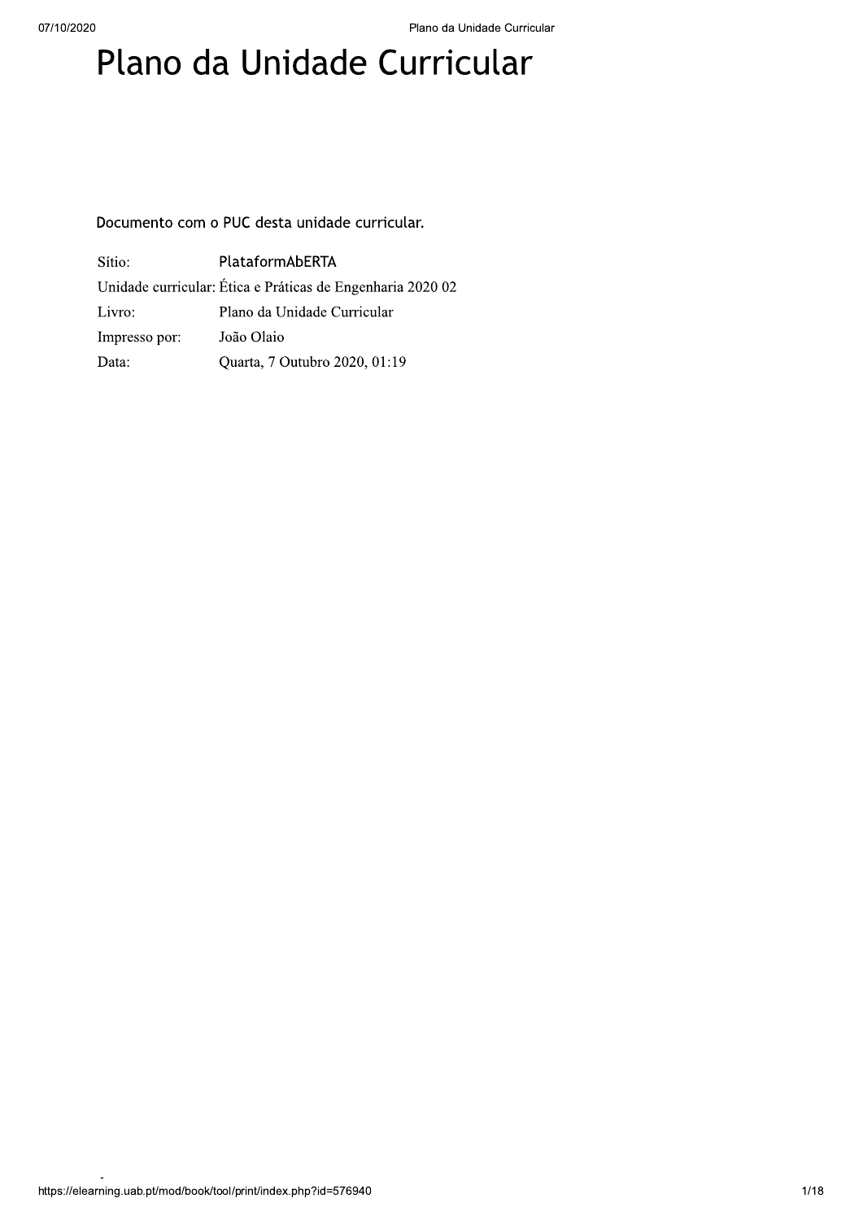# Plano da Unidade Curricular

Documento com o PUC desta unidade curricular.

| | |
|---|---|
| Sítio: | PlataformAbERTA |
| Unidade curricular: | Ética e Práticas de Engenharia 2020 02 |
| Livro: | Plano da Unidade Curricular |
| Impresso por: | João Olaio |
| Data: | Quarta, 7 Outubro 2020, 01:19 |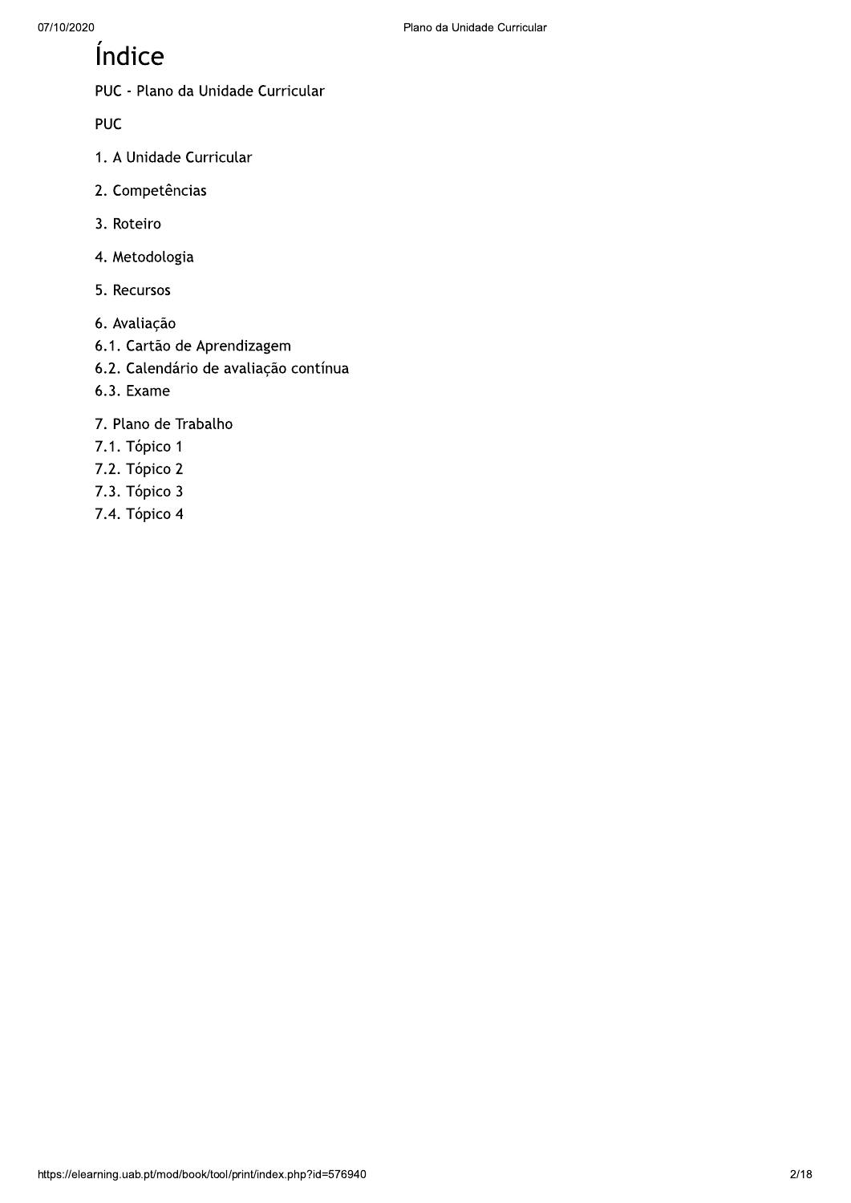# Índice

PUC - Plano da Unidade Curricular

PUC

1. A Unidade Curricular

2. Competências

3. Roteiro

4. Metodologia

5. Recursos

6. Avaliação
6.1. Cartão de Aprendizagem
6.2. Calendário de avaliação contínua
6.3. Exame

7. Plano de Trabalho
7.1. Tópico 1
7.2. Tópico 2
7.3. Tópico 3
7.4. Tópico 4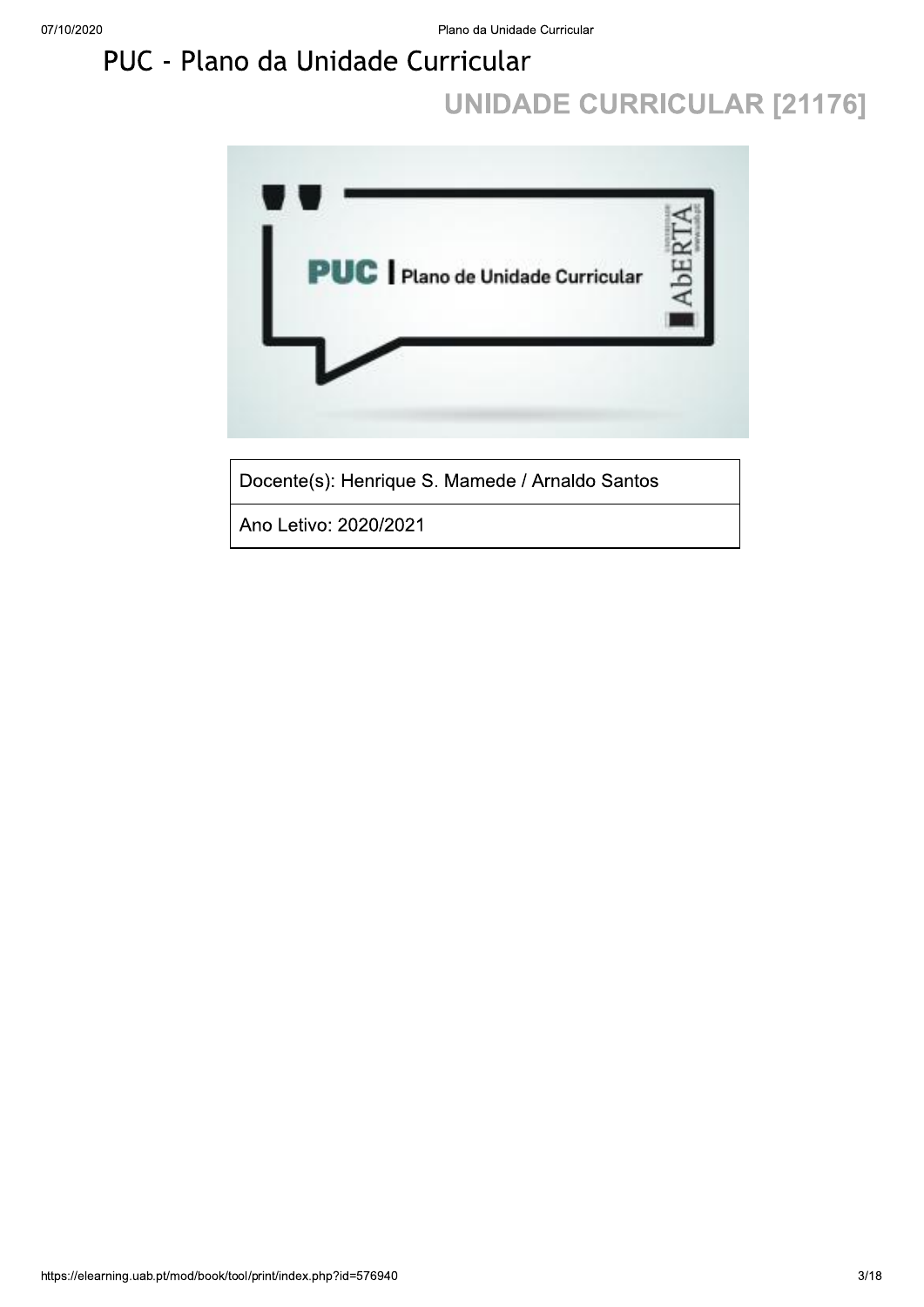# PUC - Plano da Unidade Curricular

## UNIDADE CURRICULAR [21176]

| Docente(s): Henrique S. Mamede / Arnaldo Santos |
| --- |
| Ano Letivo: 2020/2021 |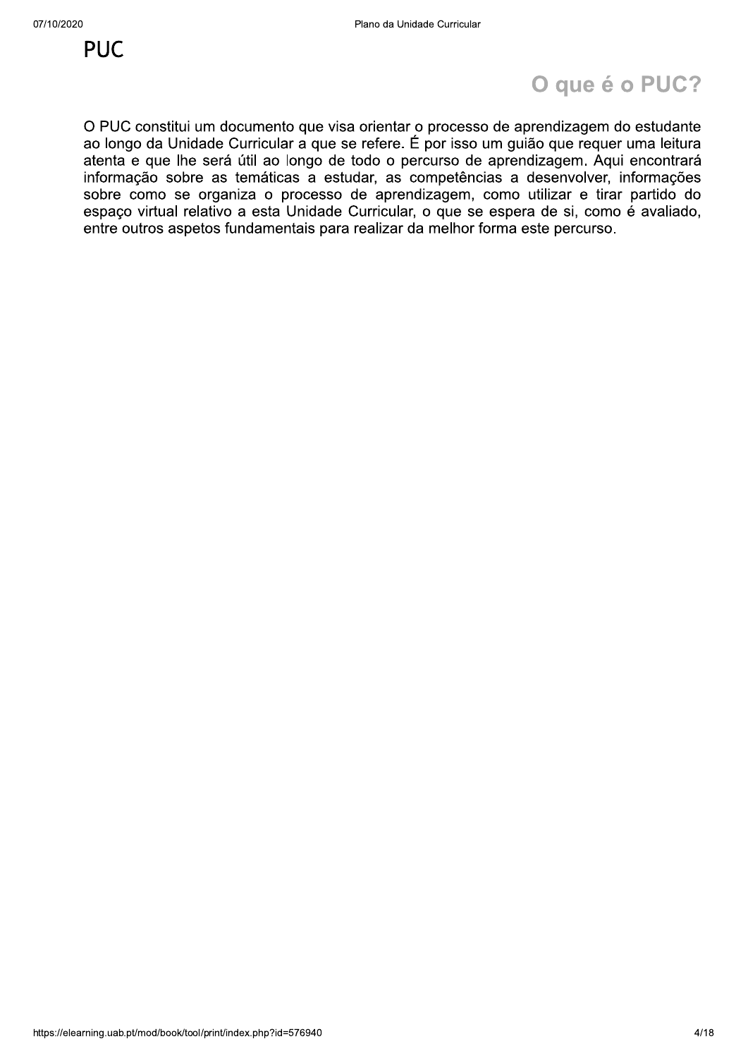# PUC

## O que é o PUC?

O PUC constitui um documento que visa orientar o processo de aprendizagem do estudante ao longo da Unidade Curricular a que se refere. É por isso um guião que requer uma leitura atenta e que lhe será útil ao longo de todo o percurso de aprendizagem. Aqui encontrará informação sobre as temáticas a estudar, as competências a desenvolver, informações sobre como se organiza o processo de aprendizagem, como utilizar e tirar partido do espaço virtual relativo a esta Unidade Curricular, o que se espera de si, como é avaliado, entre outros aspetos fundamentais para realizar da melhor forma este percurso.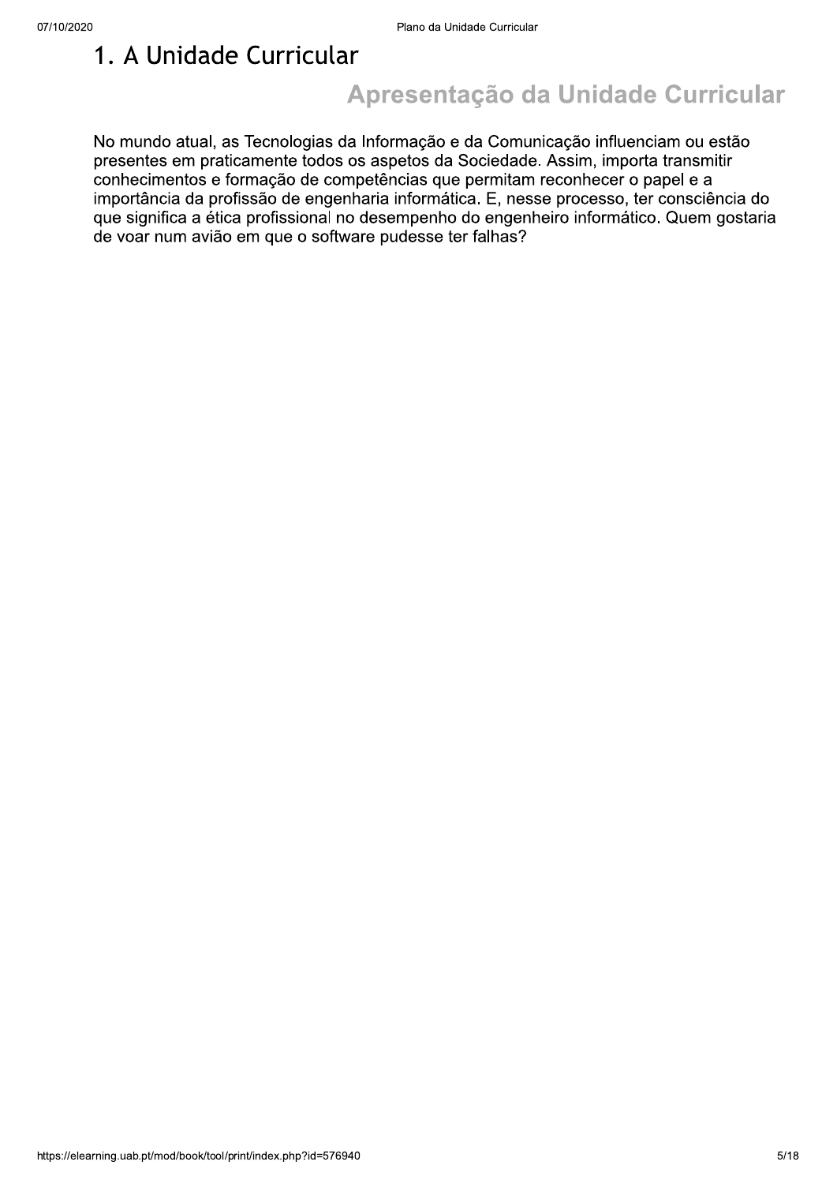# 1. A Unidade Curricular

## Apresentação da Unidade Curricular

No mundo atual, as Tecnologias da Informação e da Comunicação influenciam ou estão presentes em praticamente todos os aspetos da Sociedade. Assim, importa transmitir conhecimentos e formação de competências que permitam reconhecer o papel e a importância da profissão de engenharia informática. E, nesse processo, ter consciência do que significa a ética profissional no desempenho do engenheiro informático. Quem gostaria de voar num avião em que o software pudesse ter falhas?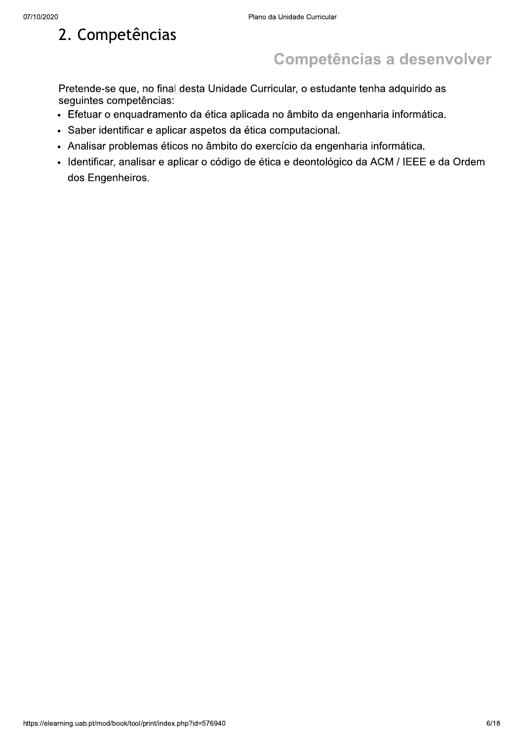# 2. Competências

## Competências a desenvolver

Pretende-se que, no final desta Unidade Curricular, o estudante tenha adquirido as seguintes competências:

- Efetuar o enquadramento da ética aplicada no âmbito da engenharia informática.
- Saber identificar e aplicar aspetos da ética computacional.
- Analisar problemas éticos no âmbito do exercício da engenharia informática.
- Identificar, analisar e aplicar o código de ética e deontológico da ACM / IEEE e da Ordem dos Engenheiros.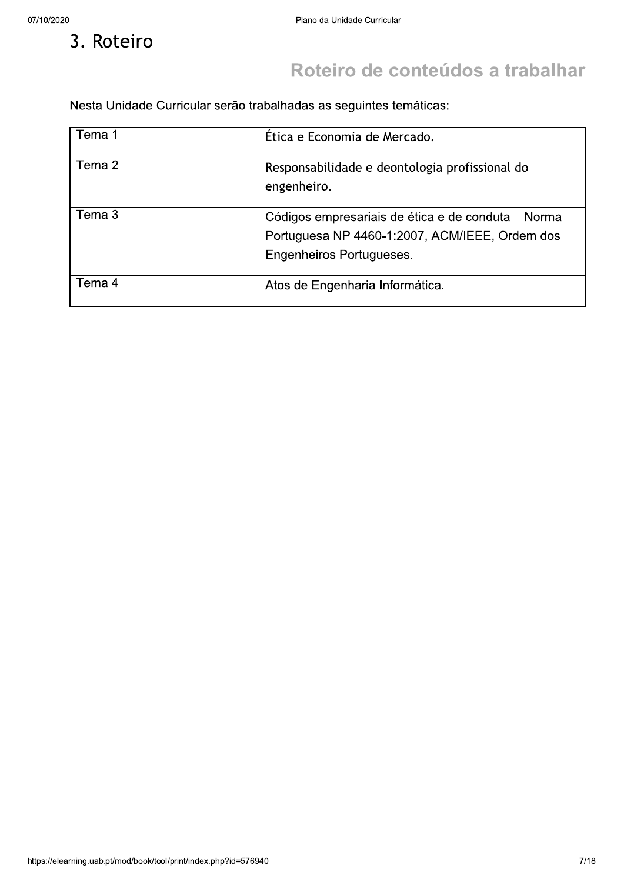# 3. Roteiro

## Roteiro de conteúdos a trabalhar

Nesta Unidade Curricular serão trabalhadas as seguintes temáticas:

| | |
|---|---|
| Tema 1 | Ética e Economia de Mercado. |
| Tema 2 | Responsabilidade e deontologia profissional do engenheiro. |
| Tema 3 | Códigos empresariais de ética e de conduta – Norma Portuguesa NP 4460-1:2007, ACM/IEEE, Ordem dos Engenheiros Portugueses. |
| Tema 4 | Atos de Engenharia Informática. |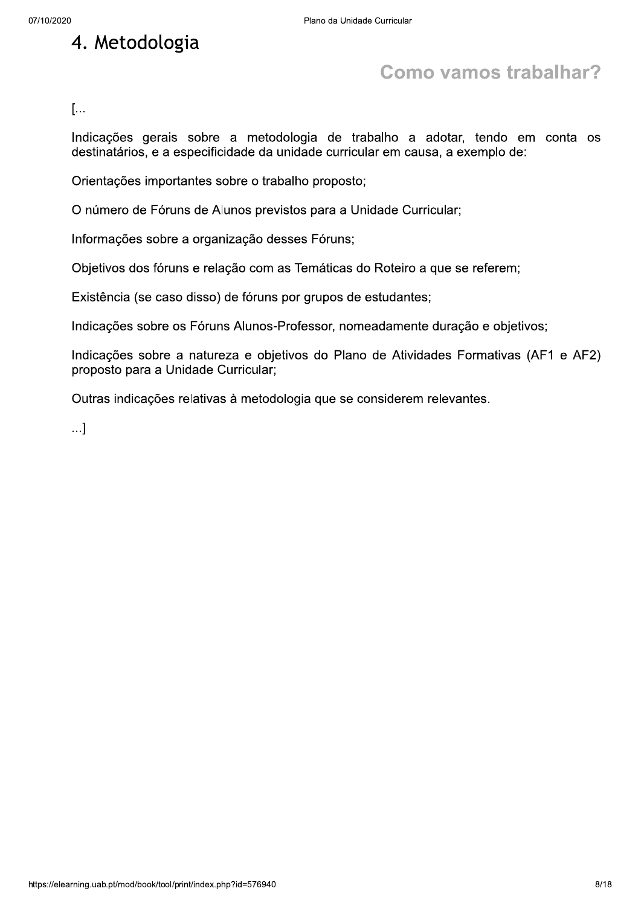# 4. Metodologia

## Como vamos trabalhar?

[...

Indicações gerais sobre a metodologia de trabalho a adotar, tendo em conta os destinatários, e a especificidade da unidade curricular em causa, a exemplo de:

Orientações importantes sobre o trabalho proposto;

O número de Fóruns de Alunos previstos para a Unidade Curricular;

Informações sobre a organização desses Fóruns;

Objetivos dos fóruns e relação com as Temáticas do Roteiro a que se referem;

Existência (se caso disso) de fóruns por grupos de estudantes;

Indicações sobre os Fóruns Alunos-Professor, nomeadamente duração e objetivos;

Indicações sobre a natureza e objetivos do Plano de Atividades Formativas (AF1 e AF2) proposto para a Unidade Curricular;

Outras indicações relativas à metodologia que se considerem relevantes.

...]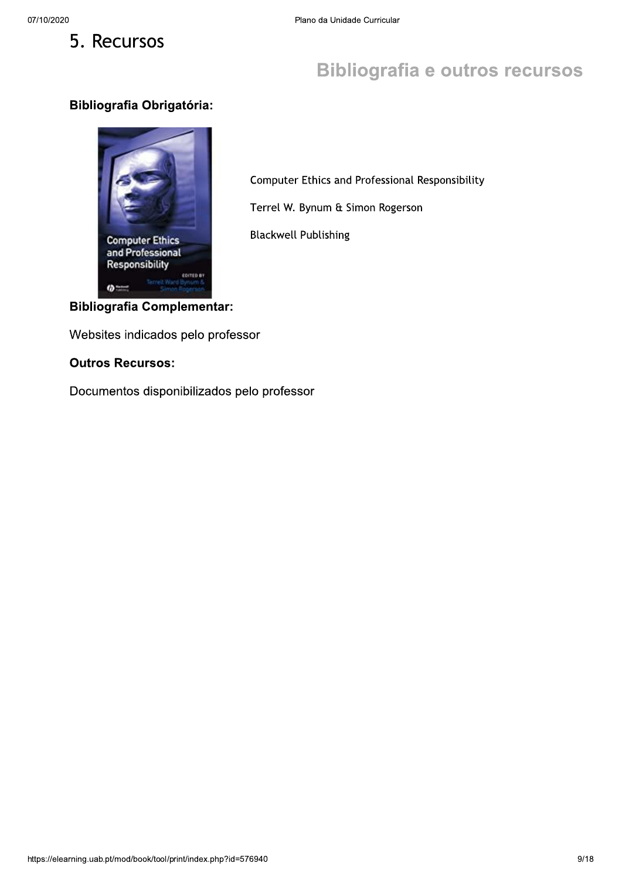# 5. Recursos

## Bibliografia e outros recursos

**Bibliografia Obrigatória:**

Computer Ethics and Professional Responsibility

Terrel W. Bynum & Simon Rogerson

Blackwell Publishing

**Bibliografia Complementar:**

Websites indicados pelo professor

**Outros Recursos:**

Documentos disponibilizados pelo professor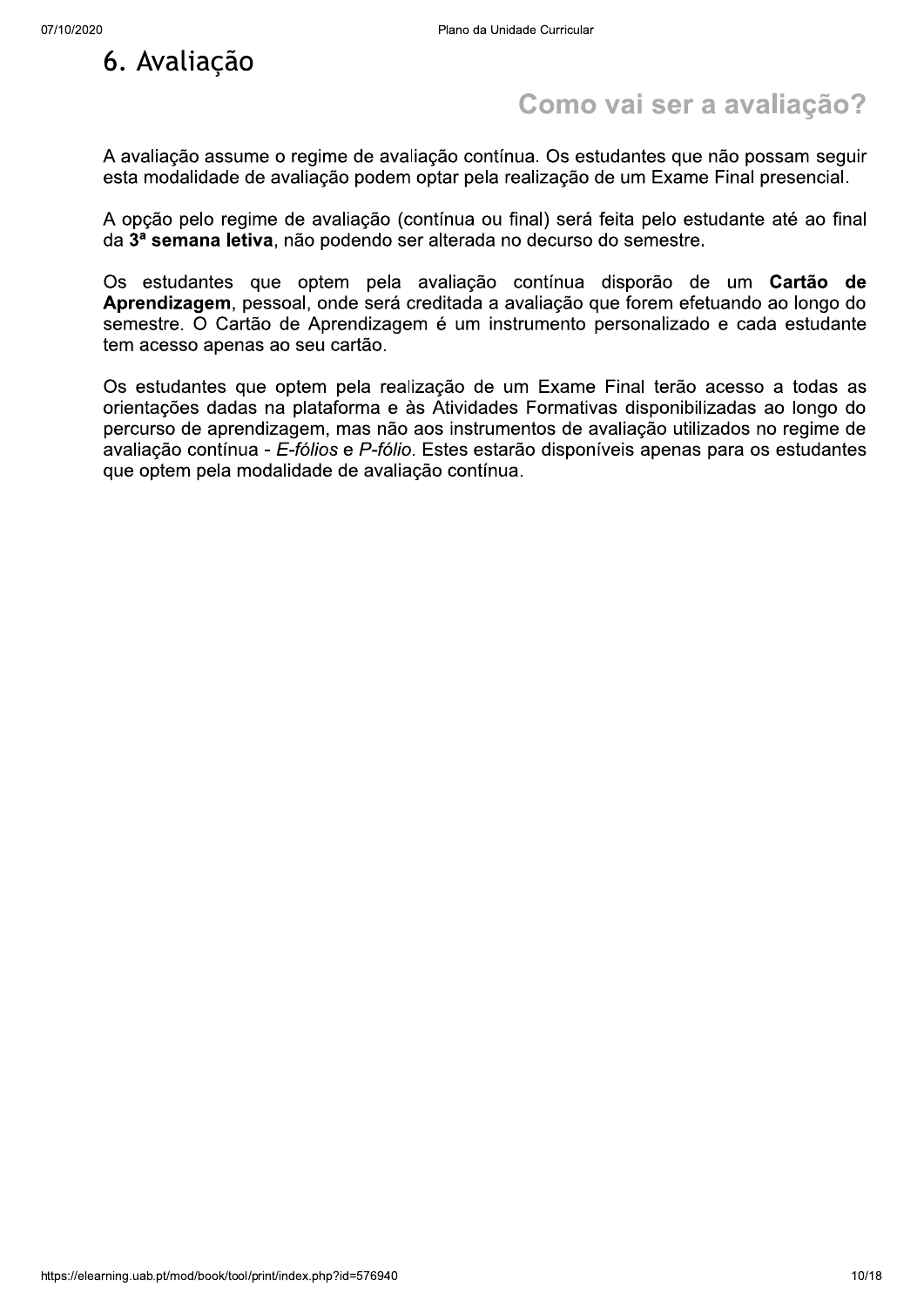# 6. Avaliação

## Como vai ser a avaliação?

A avaliação assume o regime de avaliação contínua. Os estudantes que não possam seguir esta modalidade de avaliação podem optar pela realização de um Exame Final presencial.

A opção pelo regime de avaliação (contínua ou final) será feita pelo estudante até ao final da **3ª semana letiva**, não podendo ser alterada no decurso do semestre.

Os estudantes que optem pela avaliação contínua disporão de um **Cartão de Aprendizagem**, pessoal, onde será creditada a avaliação que forem efetuando ao longo do semestre. O Cartão de Aprendizagem é um instrumento personalizado e cada estudante tem acesso apenas ao seu cartão.

Os estudantes que optem pela realização de um Exame Final terão acesso a todas as orientações dadas na plataforma e às Atividades Formativas disponibilizadas ao longo do percurso de aprendizagem, mas não aos instrumentos de avaliação utilizados no regime de avaliação contínua - *E-fólios* e *P-fólio*. Estes estarão disponíveis apenas para os estudantes que optem pela modalidade de avaliação contínua.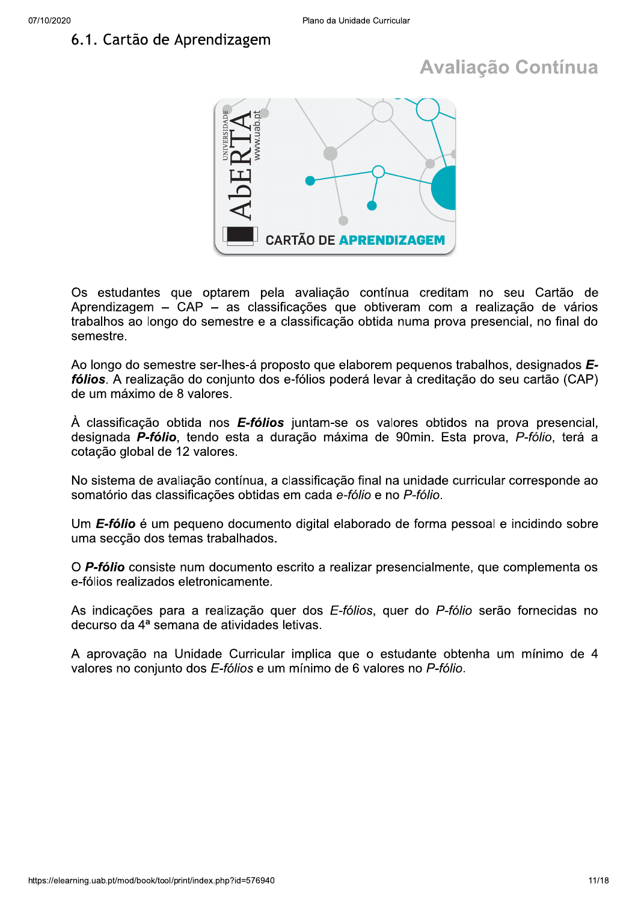## 6.1. Cartão de Aprendizagem

**Avaliação Contínua**

Os estudantes que optarem pela avaliação contínua creditam no seu Cartão de Aprendizagem – CAP – as classificações que obtiveram com a realização de vários trabalhos ao longo do semestre e a classificação obtida numa prova presencial, no final do semestre.

Ao longo do semestre ser-lhes-á proposto que elaborem pequenos trabalhos, designados ***E-fólios***. A realização do conjunto dos e-fólios poderá levar à creditação do seu cartão (CAP) de um máximo de 8 valores.

À classificação obtida nos ***E-fólios*** juntam-se os valores obtidos na prova presencial, designada ***P-fólio***, tendo esta a duração máxima de 90min. Esta prova, *P-fólio*, terá a cotação global de 12 valores.

No sistema de avaliação contínua, a classificação final na unidade curricular corresponde ao somatório das classificações obtidas em cada *e-fólio* e no *P-fólio*.

Um ***E-fólio*** é um pequeno documento digital elaborado de forma pessoal e incidindo sobre uma secção dos temas trabalhados.

O ***P-fólio*** consiste num documento escrito a realizar presencialmente, que complementa os e-fólios realizados eletronicamente.

As indicações para a realização quer dos *E-fólios*, quer do *P-fólio* serão fornecidas no decurso da 4ª semana de atividades letivas.

A aprovação na Unidade Curricular implica que o estudante obtenha um mínimo de 4 valores no conjunto dos *E-fólios* e um mínimo de 6 valores no *P-fólio*.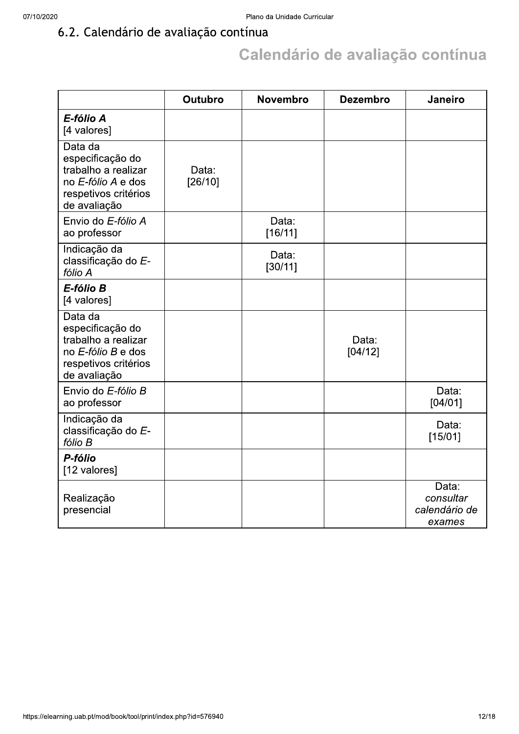## 6.2. Calendário de avaliação contínua

# Calendário de avaliação contínua

| | Outubro | Novembro | Dezembro | Janeiro |
|---|---|---|---|---|
| ***E-fólio A*** [4 valores] | | | | |
| Data da especificação do trabalho a realizar no *E-fólio A* e dos respetivos critérios de avaliação | Data: [26/10] | | | |
| Envio do *E-fólio A* ao professor | | Data: [16/11] | | |
| Indicação da classificação do *E-fólio A* | | Data: [30/11] | | |
| ***E-fólio B*** [4 valores] | | | | |
| Data da especificação do trabalho a realizar no *E-fólio B* e dos respetivos critérios de avaliação | | | Data: [04/12] | |
| Envio do *E-fólio B* ao professor | | | | Data: [04/01] |
| Indicação da classificação do *E-fólio B* | | | | Data: [15/01] |
| ***P-fólio*** [12 valores] | | | | |
| Realização presencial | | | | Data: *consultar calendário de exames* |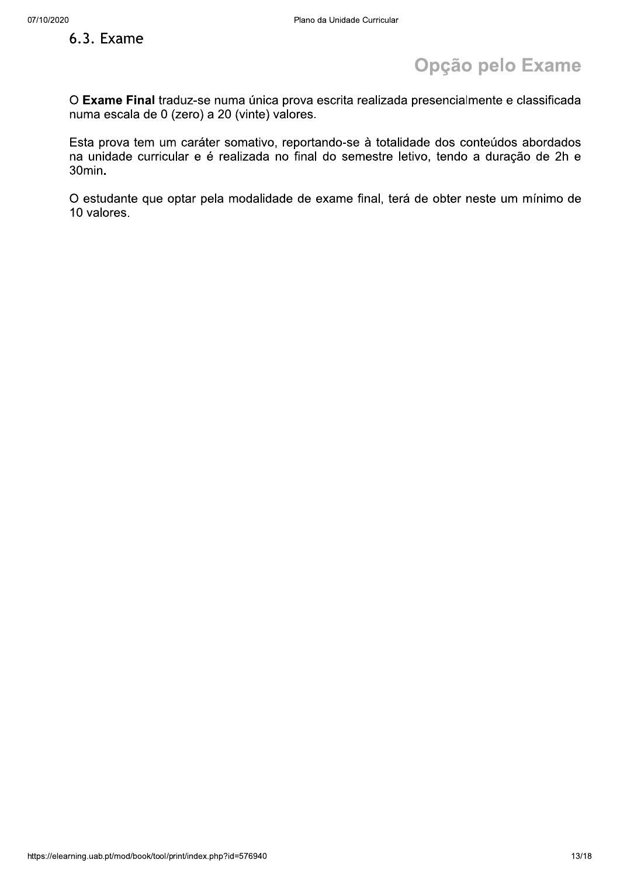## 6.3. Exame

### Opção pelo Exame

O **Exame Final** traduz-se numa única prova escrita realizada presencialmente e classificada numa escala de 0 (zero) a 20 (vinte) valores.

Esta prova tem um caráter somativo, reportando-se à totalidade dos conteúdos abordados na unidade curricular e é realizada no final do semestre letivo, tendo a duração de 2h e 30min.

O estudante que optar pela modalidade de exame final, terá de obter neste um mínimo de 10 valores.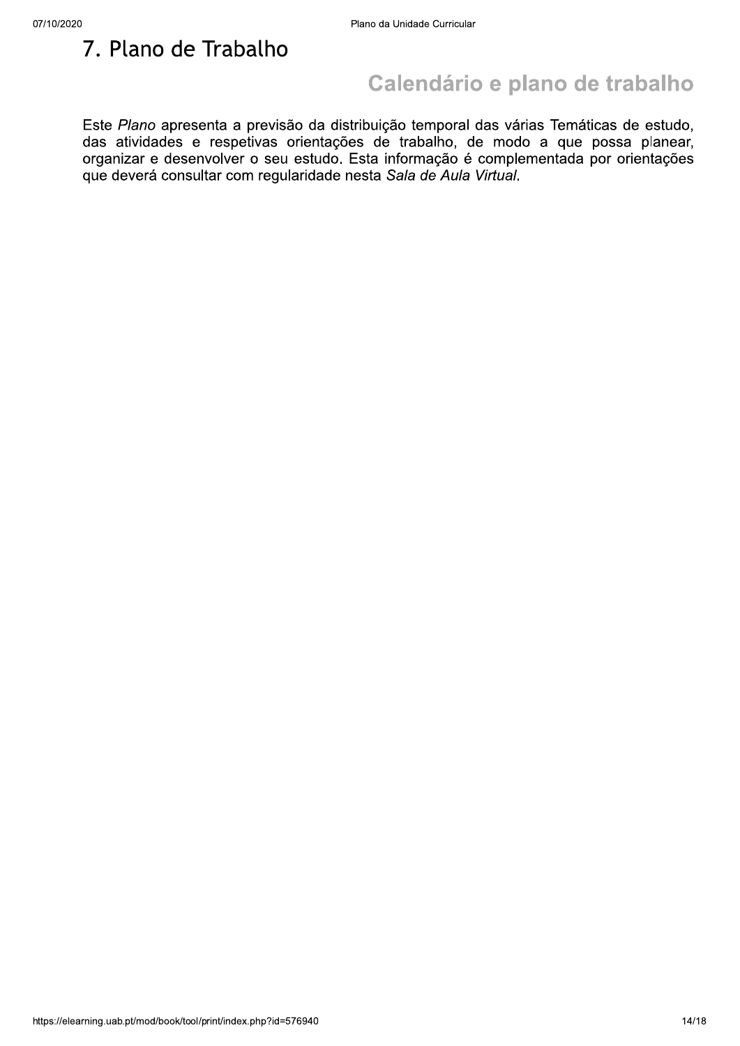# 7. Plano de Trabalho

## Calendário e plano de trabalho

Este *Plano* apresenta a previsão da distribuição temporal das várias Temáticas de estudo, das atividades e respetivas orientações de trabalho, de modo a que possa planear, organizar e desenvolver o seu estudo. Esta informação é complementada por orientações que deverá consultar com regularidade nesta *Sala de Aula Virtual*.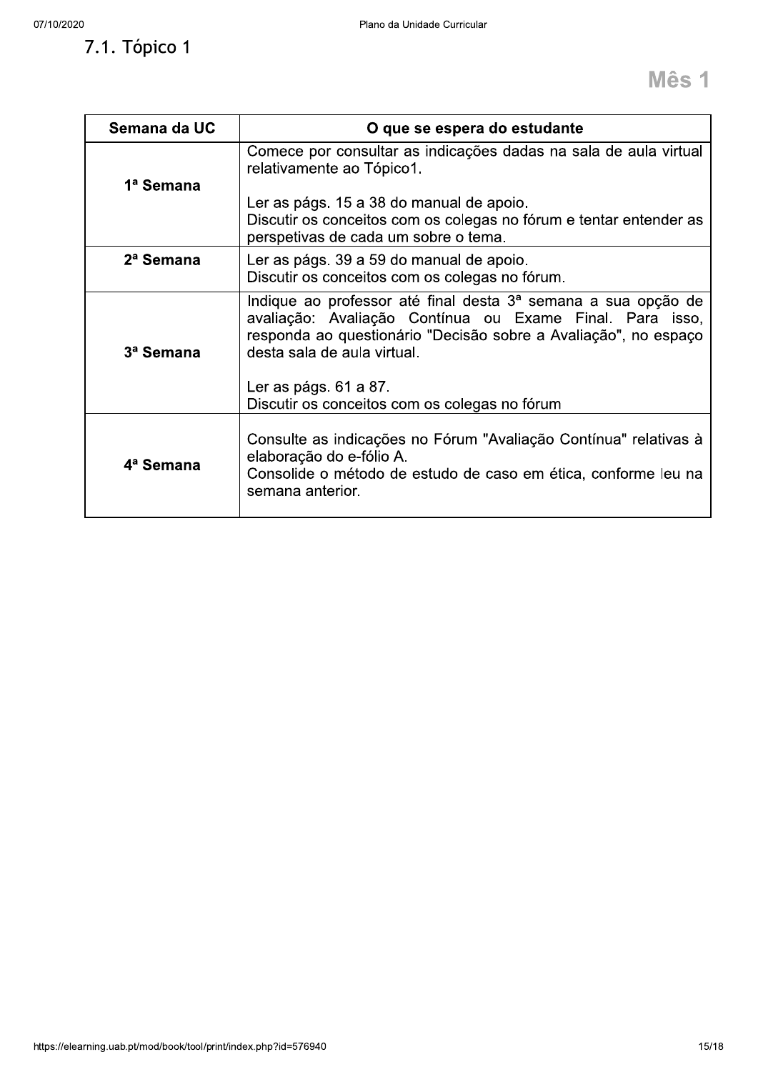## 7.1. Tópico 1

**Mês 1**

| Semana da UC | O que se espera do estudante |
| --- | --- |
| **1ª Semana** | Comece por consultar as indicações dadas na sala de aula virtual relativamente ao Tópico1.<br><br>Ler as págs. 15 a 38 do manual de apoio.<br>Discutir os conceitos com os colegas no fórum e tentar entender as perspetivas de cada um sobre o tema. |
| **2ª Semana** | Ler as págs. 39 a 59 do manual de apoio.<br>Discutir os conceitos com os colegas no fórum. |
| **3ª Semana** | Indique ao professor até final desta 3ª semana a sua opção de avaliação: Avaliação Contínua ou Exame Final. Para isso, responda ao questionário "Decisão sobre a Avaliação", no espaço desta sala de aula virtual.<br><br>Ler as págs. 61 a 87.<br>Discutir os conceitos com os colegas no fórum |
| **4ª Semana** | Consulte as indicações no Fórum "Avaliação Contínua" relativas à elaboração do e-fólio A.<br>Consolide o método de estudo de caso em ética, conforme leu na semana anterior. |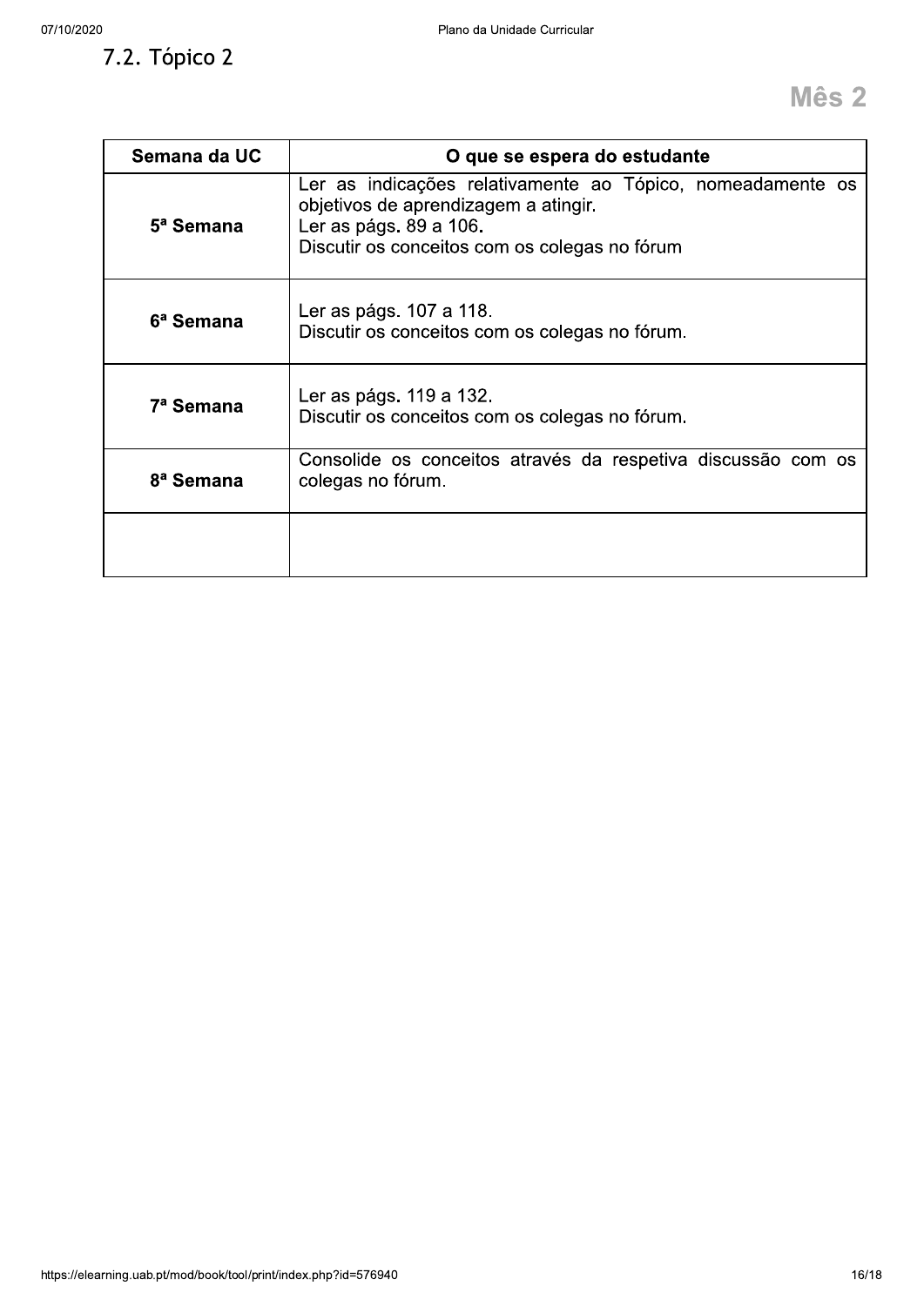## 7.2. Tópico 2

**Mês 2**

| Semana da UC | O que se espera do estudante |
|---|---|
| **5ª Semana** | Ler as indicações relativamente ao Tópico, nomeadamente os objetivos de aprendizagem a atingir.<br>Ler as págs. 89 a 106.<br>Discutir os conceitos com os colegas no fórum |
| **6ª Semana** | Ler as págs. 107 a 118.<br>Discutir os conceitos com os colegas no fórum. |
| **7ª Semana** | Ler as págs. 119 a 132.<br>Discutir os conceitos com os colegas no fórum. |
| **8ª Semana** | Consolide os conceitos através da respetiva discussão com os colegas no fórum. |
| | |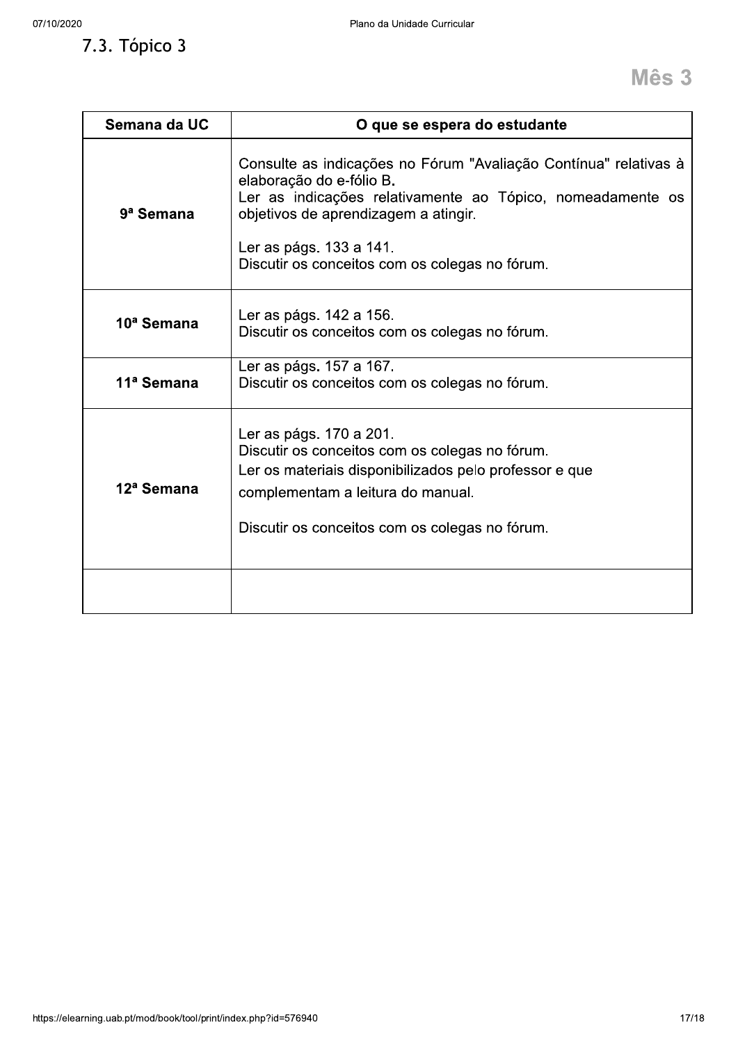## 7.3. Tópico 3

**Mês 3**

| Semana da UC | O que se espera do estudante |
|---|---|
| **9ª Semana** | Consulte as indicações no Fórum "Avaliação Contínua" relativas à elaboração do e-fólio B.<br>Ler as indicações relativamente ao Tópico, nomeadamente os objetivos de aprendizagem a atingir.<br><br>Ler as págs. 133 a 141.<br>Discutir os conceitos com os colegas no fórum. |
| **10ª Semana** | Ler as págs. 142 a 156.<br>Discutir os conceitos com os colegas no fórum. |
| **11ª Semana** | Ler as págs. 157 a 167.<br>Discutir os conceitos com os colegas no fórum. |
| **12ª Semana** | Ler as págs. 170 a 201.<br>Discutir os conceitos com os colegas no fórum.<br>Ler os materiais disponibilizados pelo professor e que complementam a leitura do manual.<br><br>Discutir os conceitos com os colegas no fórum. |
| | |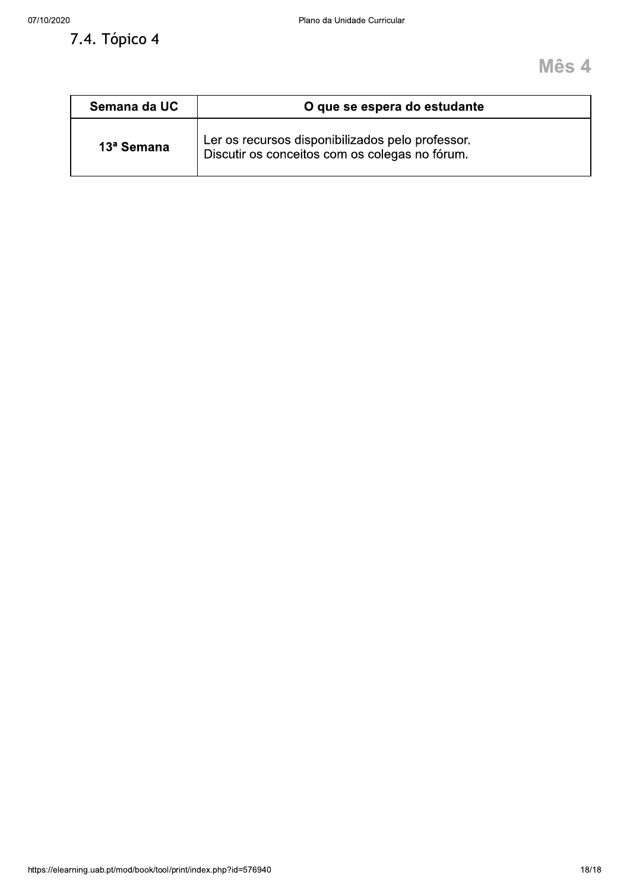## 7.4. Tópico 4

**Mês 4**

| Semana da UC | O que se espera do estudante |
| --- | --- |
| **13ª Semana** | Ler os recursos disponibilizados pelo professor.<br>Discutir os conceitos com os colegas no fórum. |